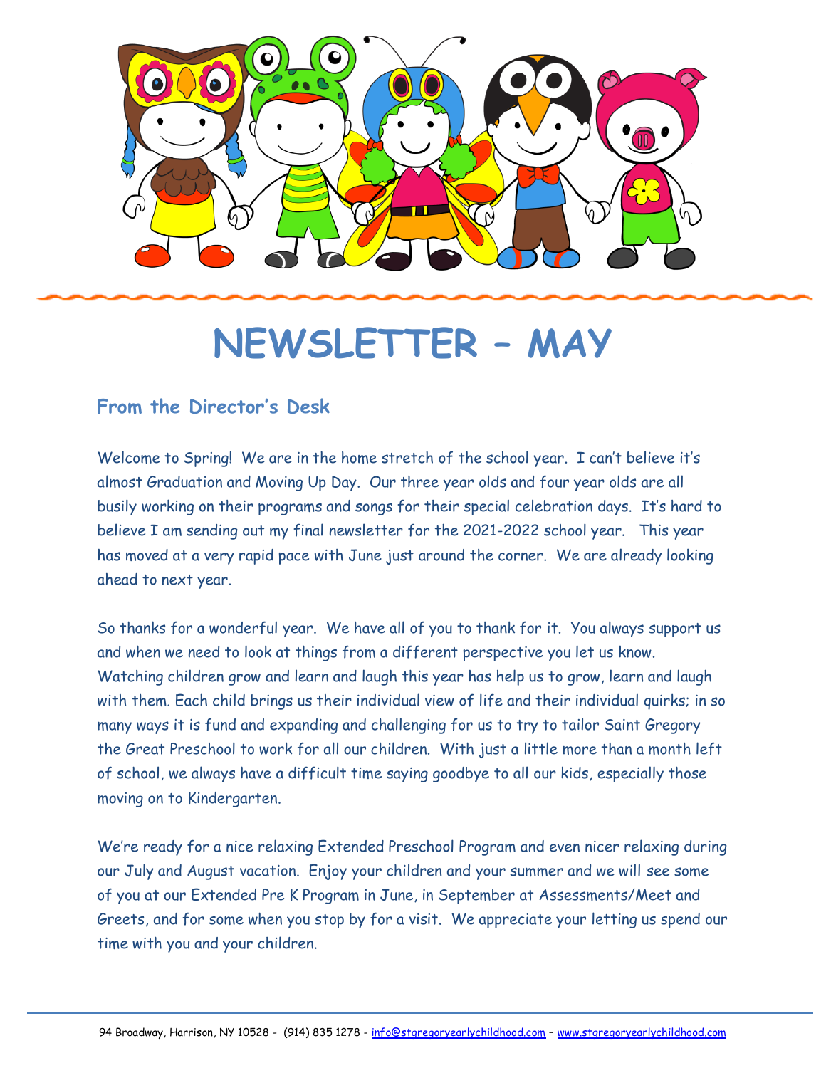# NEWSLETTER – MAY

## From the Director's Desk

Welcome to Spring! We are in the home stretch of the school year. I can't believe it's almost Graduation and Moving Up Day. Our three year olds and four year olds are all busily working on their programs and songs for their special celebration days. It's hard to believe I am sending out my final newsletter for the 2021-2022 school year. This year has moved at a very rapid pace with June just around the corner. We are already looking ahead to next year.

So thanks for a wonderful year. We have all of you to thank for it. You always support us and when we need to look at things from a different perspective you let us know. Watching children grow and learn and laugh this year has help us to grow, learn and laugh with them. Each child brings us their individual view of life and their individual quirks; in so many ways it is fund and expanding and challenging for us to try to tailor Saint Gregory the Great Preschool to work for all our children. With just a little more than a month left of school, we always have a difficult time saying goodbye to all our kids, especially those moving on to Kindergarten.

We're ready for a nice relaxing Extended Preschool Program and even nicer relaxing during our July and August vacation. Enjoy your children and your summer and we will see some of you at our Extended Pre K Program in June, in September at Assessments/Meet and Greets, and for some when you stop by for a visit. We appreciate your letting us spend our time with you and your children.

94 Broadway, Harrison, NY 10528 - (914) 835 1278 - info@stgregoryearlychildhood.com – www.stgregoryearlychildhood.com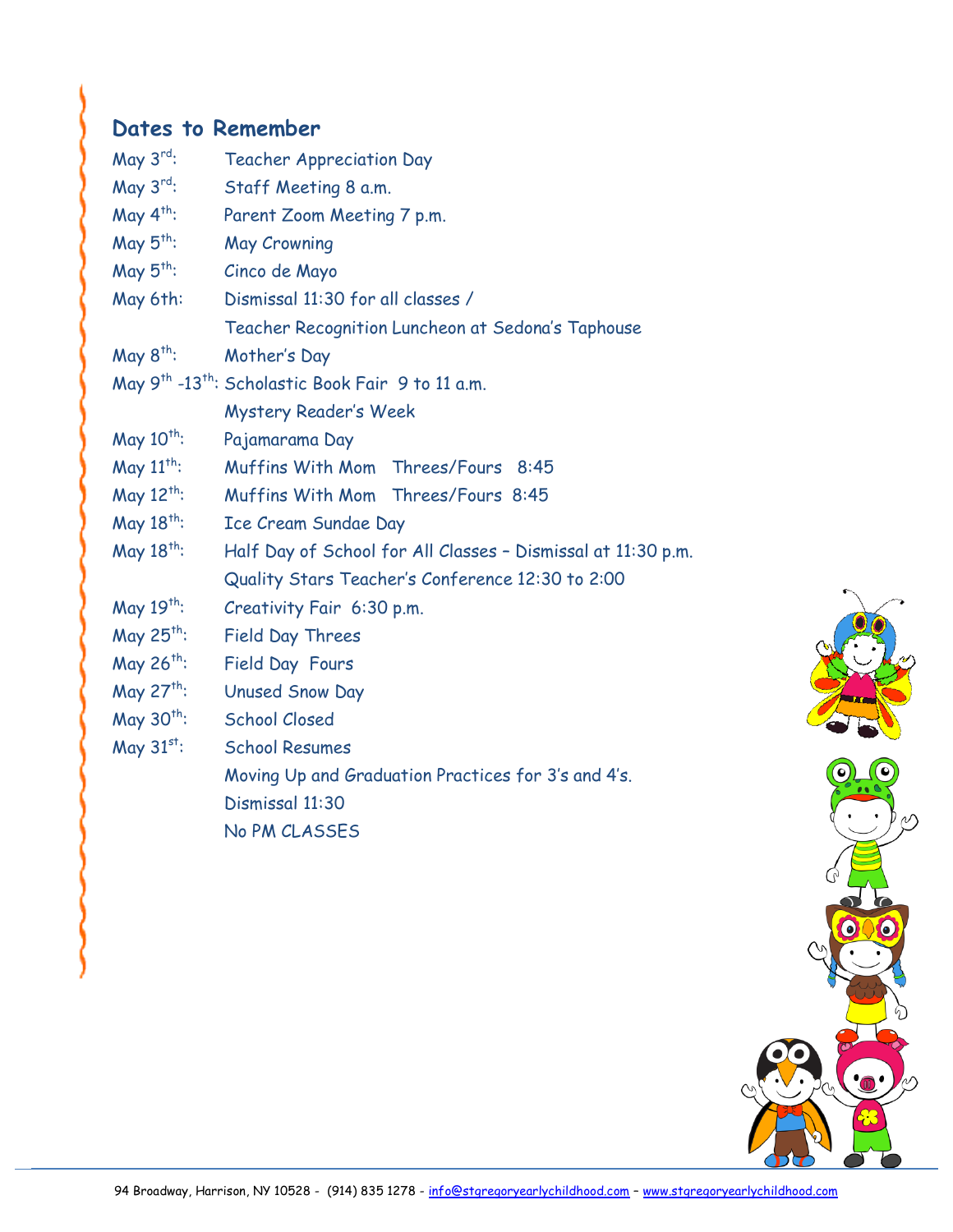## Dates to Remember

| | |
|---|---|
| May 3rd: | Teacher Appreciation Day |
| May 3rd: | Staff Meeting 8 a.m. |
| May 4th: | Parent Zoom Meeting 7 p.m. |
| May 5th: | May Crowning |
| May 5th: | Cinco de Mayo |
| May 6th: | Dismissal 11:30 for all classes / Teacher Recognition Luncheon at Sedona's Taphouse |
| May 8th: | Mother's Day |
| May 9th -13th: | Scholastic Book Fair 9 to 11 a.m. Mystery Reader's Week |
| May 10th: | Pajamarama Day |
| May 11th: | Muffins With Mom Threes/Fours 8:45 |
| May 12th: | Muffins With Mom Threes/Fours 8:45 |
| May 18th: | Ice Cream Sundae Day |
| May 18th: | Half Day of School for All Classes – Dismissal at 11:30 p.m. Quality Stars Teacher's Conference 12:30 to 2:00 |
| May 19th: | Creativity Fair 6:30 p.m. |
| May 25th: | Field Day Threes |
| May 26th: | Field Day Fours |
| May 27th: | Unused Snow Day |
| May 30th: | School Closed |
| May 31st: | School Resumes Moving Up and Graduation Practices for 3's and 4's. Dismissal 11:30 No PM CLASSES |

94 Broadway, Harrison, NY 10528 - (914) 835 1278 - info@stgregoryearlychildhood.com – www.stgregoryearlychildhood.com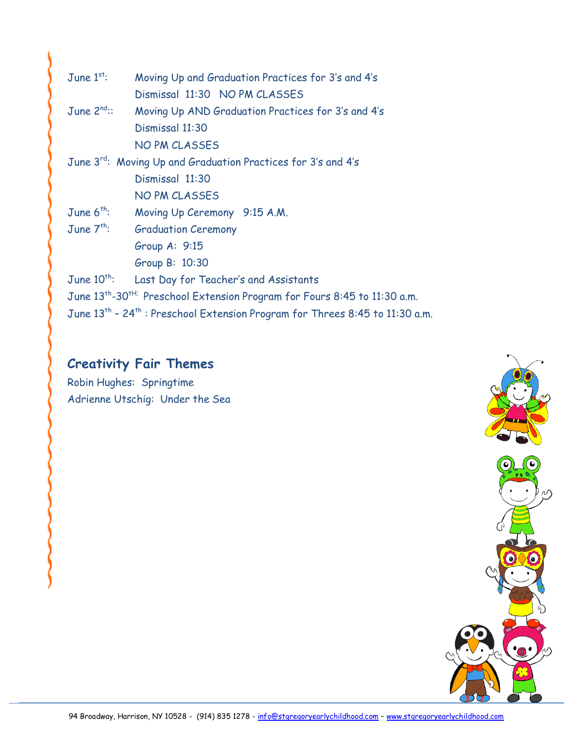June 1st: Moving Up and Graduation Practices for 3's and 4's
Dismissal 11:30 NO PM CLASSES

June 2nd:: Moving Up AND Graduation Practices for 3's and 4's
Dismissal 11:30
NO PM CLASSES

June 3rd: Moving Up and Graduation Practices for 3's and 4's
Dismissal 11:30
NO PM CLASSES

June 6th: Moving Up Ceremony 9:15 A.M.

June 7th: Graduation Ceremony
Group A: 9:15
Group B: 10:30

June 10th: Last Day for Teacher's and Assistants

June 13th-30tH: Preschool Extension Program for Fours 8:45 to 11:30 a.m.

June 13th – 24th : Preschool Extension Program for Threes 8:45 to 11:30 a.m.

## Creativity Fair Themes

Robin Hughes: Springtime
Adrienne Utschig: Under the Sea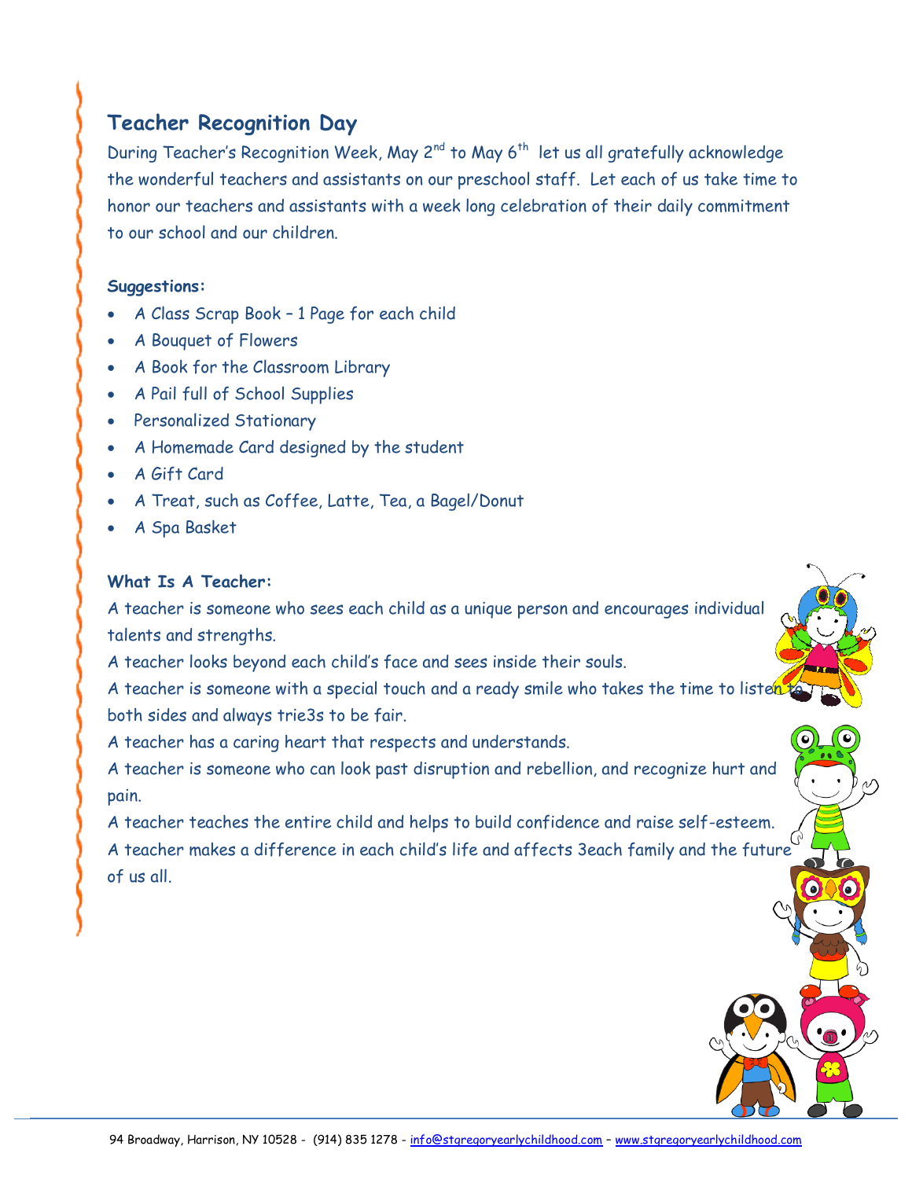## Teacher Recognition Day

During Teacher's Recognition Week, May 2nd to May 6th let us all gratefully acknowledge the wonderful teachers and assistants on our preschool staff. Let each of us take time to honor our teachers and assistants with a week long celebration of their daily commitment to our school and our children.

**Suggestions:**

- A Class Scrap Book – 1 Page for each child
- A Bouquet of Flowers
- A Book for the Classroom Library
- A Pail full of School Supplies
- Personalized Stationary
- A Homemade Card designed by the student
- A Gift Card
- A Treat, such as Coffee, Latte, Tea, a Bagel/Donut
- A Spa Basket

**What Is A Teacher:**

A teacher is someone who sees each child as a unique person and encourages individual talents and strengths.

A teacher looks beyond each child's face and sees inside their souls.

A teacher is someone with a special touch and a ready smile who takes the time to listen to both sides and always trie3s to be fair.

A teacher has a caring heart that respects and understands.

A teacher is someone who can look past disruption and rebellion, and recognize hurt and pain.

A teacher teaches the entire child and helps to build confidence and raise self-esteem.

A teacher makes a difference in each child's life and affects 3each family and the future of us all.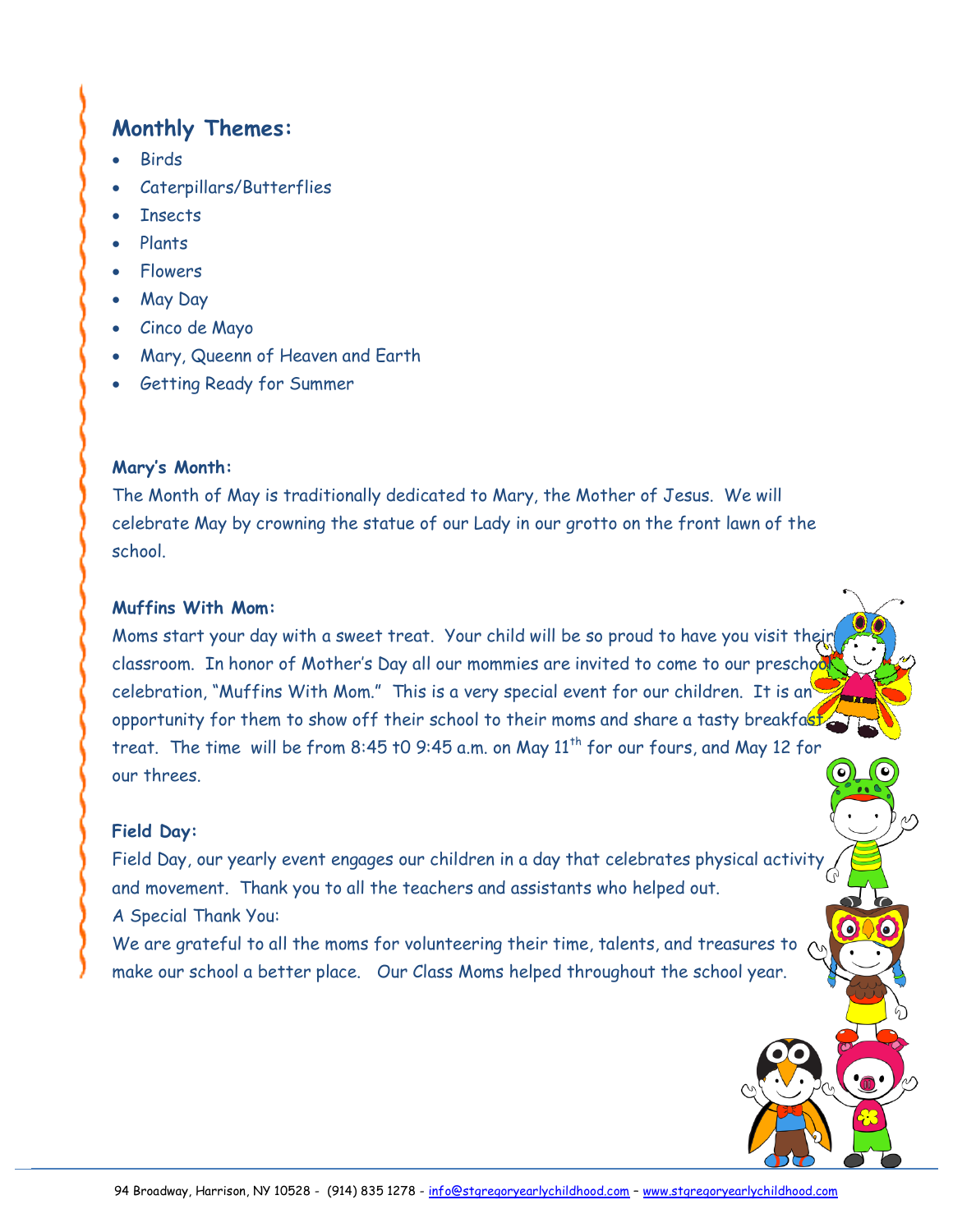## Monthly Themes:

- Birds
- Caterpillars/Butterflies
- Insects
- Plants
- Flowers
- May Day
- Cinco de Mayo
- Mary, Queenn of Heaven and Earth
- Getting Ready for Summer

**Mary's Month:**

The Month of May is traditionally dedicated to Mary, the Mother of Jesus. We will celebrate May by crowning the statue of our Lady in our grotto on the front lawn of the school.

**Muffins With Mom:**

Moms start your day with a sweet treat. Your child will be so proud to have you visit their classroom. In honor of Mother's Day all our mommies are invited to come to our preschool celebration, "Muffins With Mom." This is a very special event for our children. It is an opportunity for them to show off their school to their moms and share a tasty breakfast treat. The time will be from 8:45 t0 9:45 a.m. on May 11th for our fours, and May 12 for our threes.

**Field Day:**

Field Day, our yearly event engages our children in a day that celebrates physical activity and movement. Thank you to all the teachers and assistants who helped out.

A Special Thank You:

We are grateful to all the moms for volunteering their time, talents, and treasures to make our school a better place. Our Class Moms helped throughout the school year.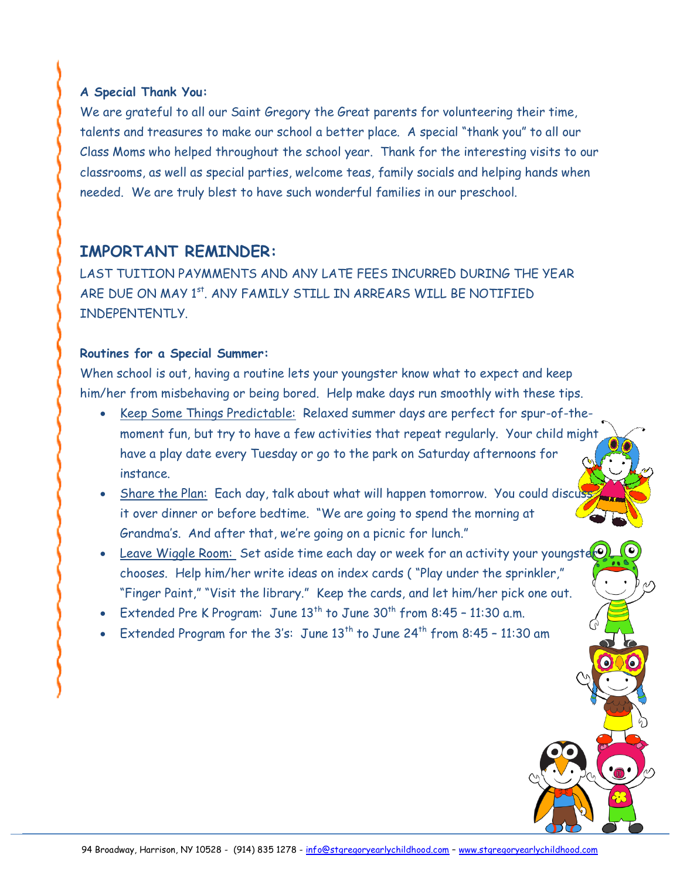**A Special Thank You:**

We are grateful to all our Saint Gregory the Great parents for volunteering their time, talents and treasures to make our school a better place. A special "thank you" to all our Class Moms who helped throughout the school year. Thank for the interesting visits to our classrooms, as well as special parties, welcome teas, family socials and helping hands when needed. We are truly blest to have such wonderful families in our preschool.

## IMPORTANT REMINDER:

LAST TUITION PAYMMENTS AND ANY LATE FEES INCURRED DURING THE YEAR ARE DUE ON MAY 1st. ANY FAMILY STILL IN ARREARS WILL BE NOTIFIED INDEPENTENTLY.

**Routines for a Special Summer:**

When school is out, having a routine lets your youngster know what to expect and keep him/her from misbehaving or being bored. Help make days run smoothly with these tips.

- Keep Some Things Predictable: Relaxed summer days are perfect for spur-of-the-moment fun, but try to have a few activities that repeat regularly. Your child might have a play date every Tuesday or go to the park on Saturday afternoons for instance.
- Share the Plan: Each day, talk about what will happen tomorrow. You could discuss it over dinner or before bedtime. "We are going to spend the morning at Grandma's. And after that, we're going on a picnic for lunch."
- Leave Wiggle Room: Set aside time each day or week for an activity your youngster chooses. Help him/her write ideas on index cards ( "Play under the sprinkler," "Finger Paint," "Visit the library." Keep the cards, and let him/her pick one out.
- Extended Pre K Program: June 13th to June 30th from 8:45 – 11:30 a.m.
- Extended Program for the 3's: June 13th to June 24th from 8:45 – 11:30 am

94 Broadway, Harrison, NY 10528 - (914) 835 1278 - info@stgregoryearlychildhood.com – www.stgregoryearlychildhood.com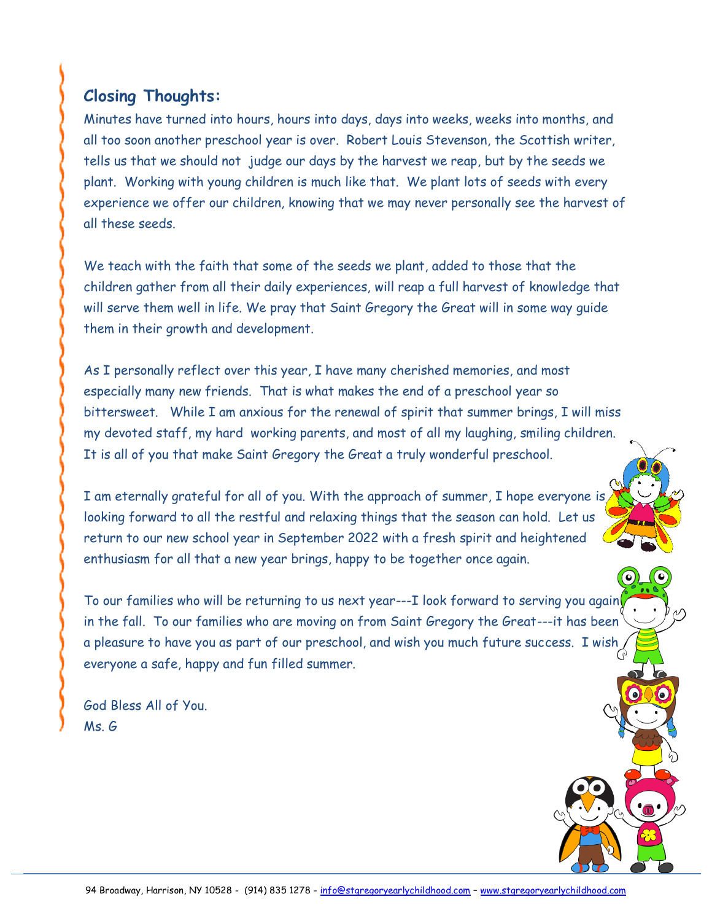## Closing Thoughts:

Minutes have turned into hours, hours into days, days into weeks, weeks into months, and all too soon another preschool year is over. Robert Louis Stevenson, the Scottish writer, tells us that we should not judge our days by the harvest we reap, but by the seeds we plant. Working with young children is much like that. We plant lots of seeds with every experience we offer our children, knowing that we may never personally see the harvest of all these seeds.

We teach with the faith that some of the seeds we plant, added to those that the children gather from all their daily experiences, will reap a full harvest of knowledge that will serve them well in life. We pray that Saint Gregory the Great will in some way guide them in their growth and development.

As I personally reflect over this year, I have many cherished memories, and most especially many new friends. That is what makes the end of a preschool year so bittersweet. While I am anxious for the renewal of spirit that summer brings, I will miss my devoted staff, my hard working parents, and most of all my laughing, smiling children. It is all of you that make Saint Gregory the Great a truly wonderful preschool.

I am eternally grateful for all of you. With the approach of summer, I hope everyone is looking forward to all the restful and relaxing things that the season can hold. Let us return to our new school year in September 2022 with a fresh spirit and heightened enthusiasm for all that a new year brings, happy to be together once again.

To our families who will be returning to us next year---I look forward to serving you again in the fall. To our families who are moving on from Saint Gregory the Great---it has been a pleasure to have you as part of our preschool, and wish you much future success. I wish everyone a safe, happy and fun filled summer.

God Bless All of You.
Ms. G

94 Broadway, Harrison, NY 10528 - (914) 835 1278 - info@stgregoryearlychildhood.com – www.stgregoryearlychildhood.com